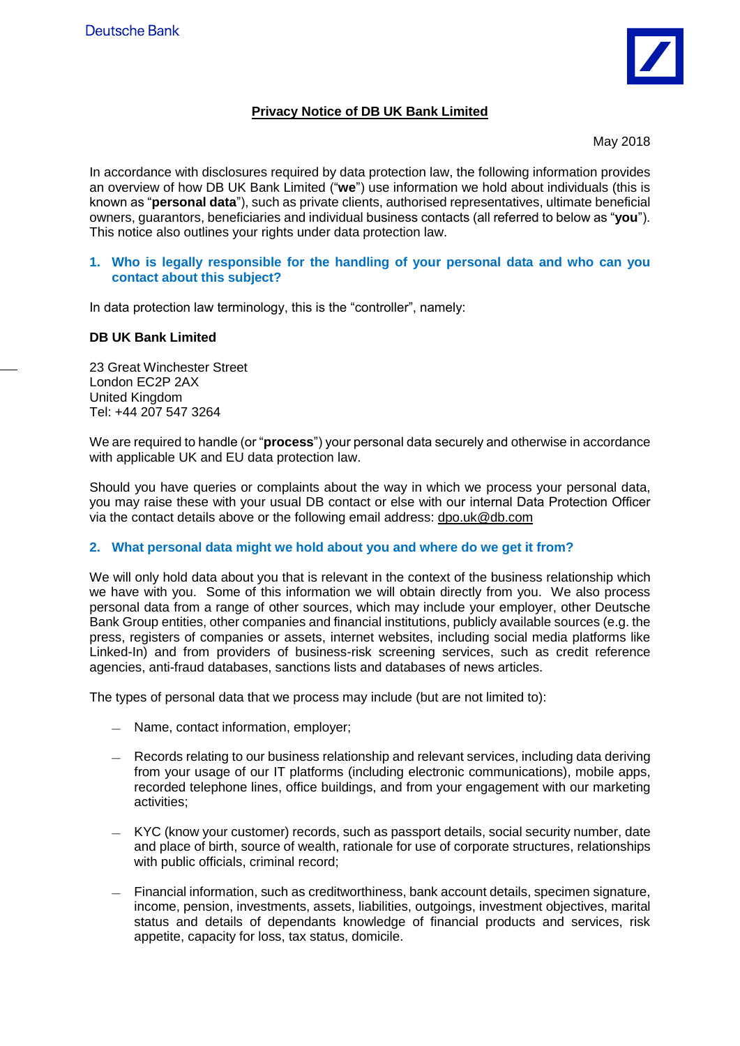Deutsche Bank

# Privacy Notice of DB UK Bank Limited

May 2018

In accordance with disclosures required by data protection law, the following information provides an overview of how DB UK Bank Limited ("**we**") use information we hold about individuals (this is known as "**personal data**"), such as private clients, authorised representatives, ultimate beneficial owners, guarantors, beneficiaries and individual business contacts (all referred to below as "**you**"). This notice also outlines your rights under data protection law.

## 1. Who is legally responsible for the handling of your personal data and who can you contact about this subject?

In data protection law terminology, this is the "controller", namely:

**DB UK Bank Limited**

23 Great Winchester Street
London EC2P 2AX
United Kingdom
Tel: +44 207 547 3264

We are required to handle (or "**process**") your personal data securely and otherwise in accordance with applicable UK and EU data protection law.

Should you have queries or complaints about the way in which we process your personal data, you may raise these with your usual DB contact or else with our internal Data Protection Officer via the contact details above or the following email address: dpo.uk@db.com

## 2. What personal data might we hold about you and where do we get it from?

We will only hold data about you that is relevant in the context of the business relationship which we have with you. Some of this information we will obtain directly from you. We also process personal data from a range of other sources, which may include your employer, other Deutsche Bank Group entities, other companies and financial institutions, publicly available sources (e.g. the press, registers of companies or assets, internet websites, including social media platforms like Linked-In) and from providers of business-risk screening services, such as credit reference agencies, anti-fraud databases, sanctions lists and databases of news articles.

The types of personal data that we process may include (but are not limited to):

- Name, contact information, employer;
- Records relating to our business relationship and relevant services, including data deriving from your usage of our IT platforms (including electronic communications), mobile apps, recorded telephone lines, office buildings, and from your engagement with our marketing activities;
- KYC (know your customer) records, such as passport details, social security number, date and place of birth, source of wealth, rationale for use of corporate structures, relationships with public officials, criminal record;
- Financial information, such as creditworthiness, bank account details, specimen signature, income, pension, investments, assets, liabilities, outgoings, investment objectives, marital status and details of dependants knowledge of financial products and services, risk appetite, capacity for loss, tax status, domicile.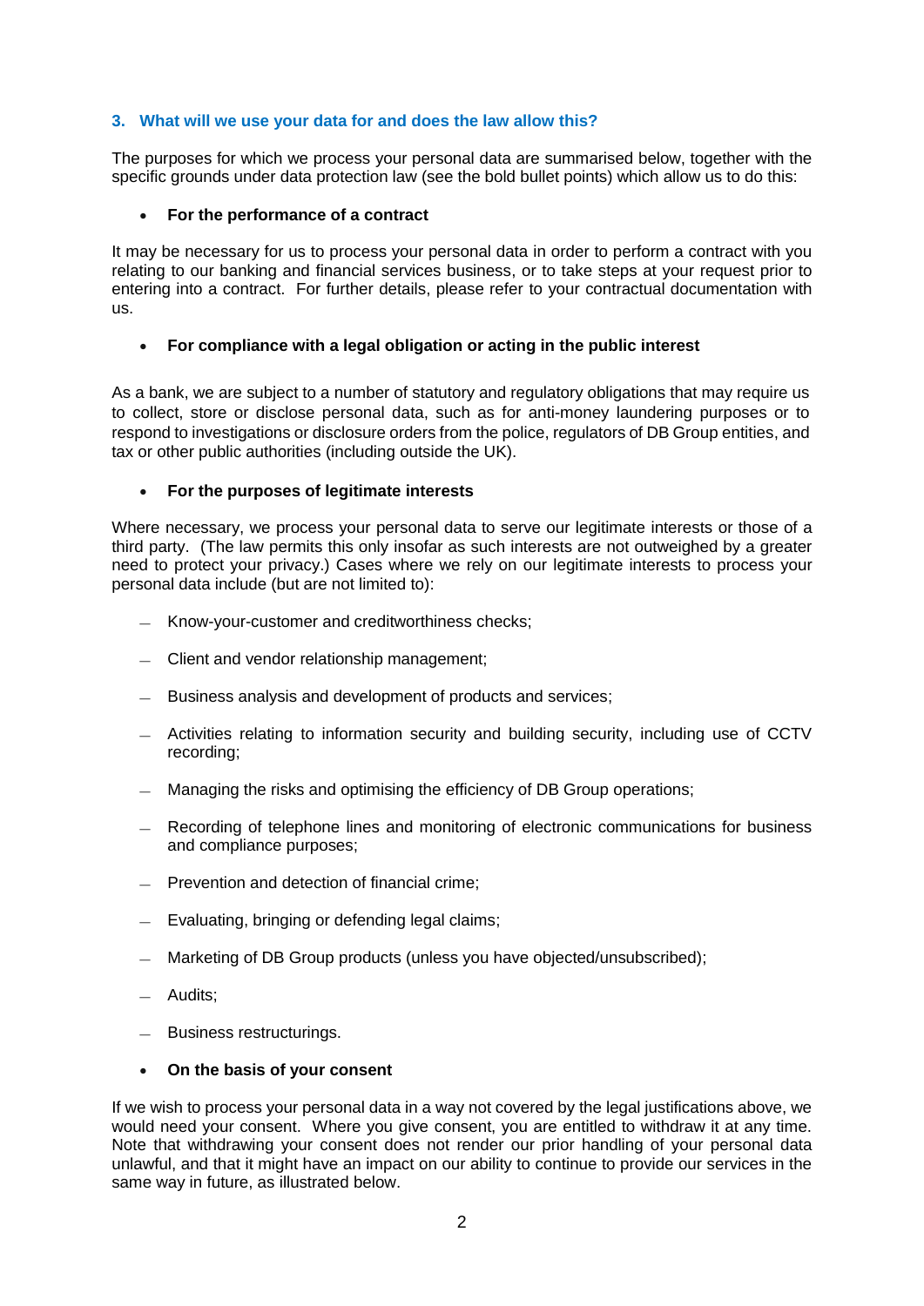## 3. What will we use your data for and does the law allow this?

The purposes for which we process your personal data are summarised below, together with the specific grounds under data protection law (see the bold bullet points) which allow us to do this:

- **For the performance of a contract**

It may be necessary for us to process your personal data in order to perform a contract with you relating to our banking and financial services business, or to take steps at your request prior to entering into a contract. For further details, please refer to your contractual documentation with us.

- **For compliance with a legal obligation or acting in the public interest**

As a bank, we are subject to a number of statutory and regulatory obligations that may require us to collect, store or disclose personal data, such as for anti-money laundering purposes or to respond to investigations or disclosure orders from the police, regulators of DB Group entities, and tax or other public authorities (including outside the UK).

- **For the purposes of legitimate interests**

Where necessary, we process your personal data to serve our legitimate interests or those of a third party. (The law permits this only insofar as such interests are not outweighed by a greater need to protect your privacy.) Cases where we rely on our legitimate interests to process your personal data include (but are not limited to):

- Know-your-customer and creditworthiness checks;
- Client and vendor relationship management;
- Business analysis and development of products and services;
- Activities relating to information security and building security, including use of CCTV recording;
- Managing the risks and optimising the efficiency of DB Group operations;
- Recording of telephone lines and monitoring of electronic communications for business and compliance purposes;
- Prevention and detection of financial crime;
- Evaluating, bringing or defending legal claims;
- Marketing of DB Group products (unless you have objected/unsubscribed);
- Audits;
- Business restructurings.

- **On the basis of your consent**

If we wish to process your personal data in a way not covered by the legal justifications above, we would need your consent. Where you give consent, you are entitled to withdraw it at any time. Note that withdrawing your consent does not render our prior handling of your personal data unlawful, and that it might have an impact on our ability to continue to provide our services in the same way in future, as illustrated below.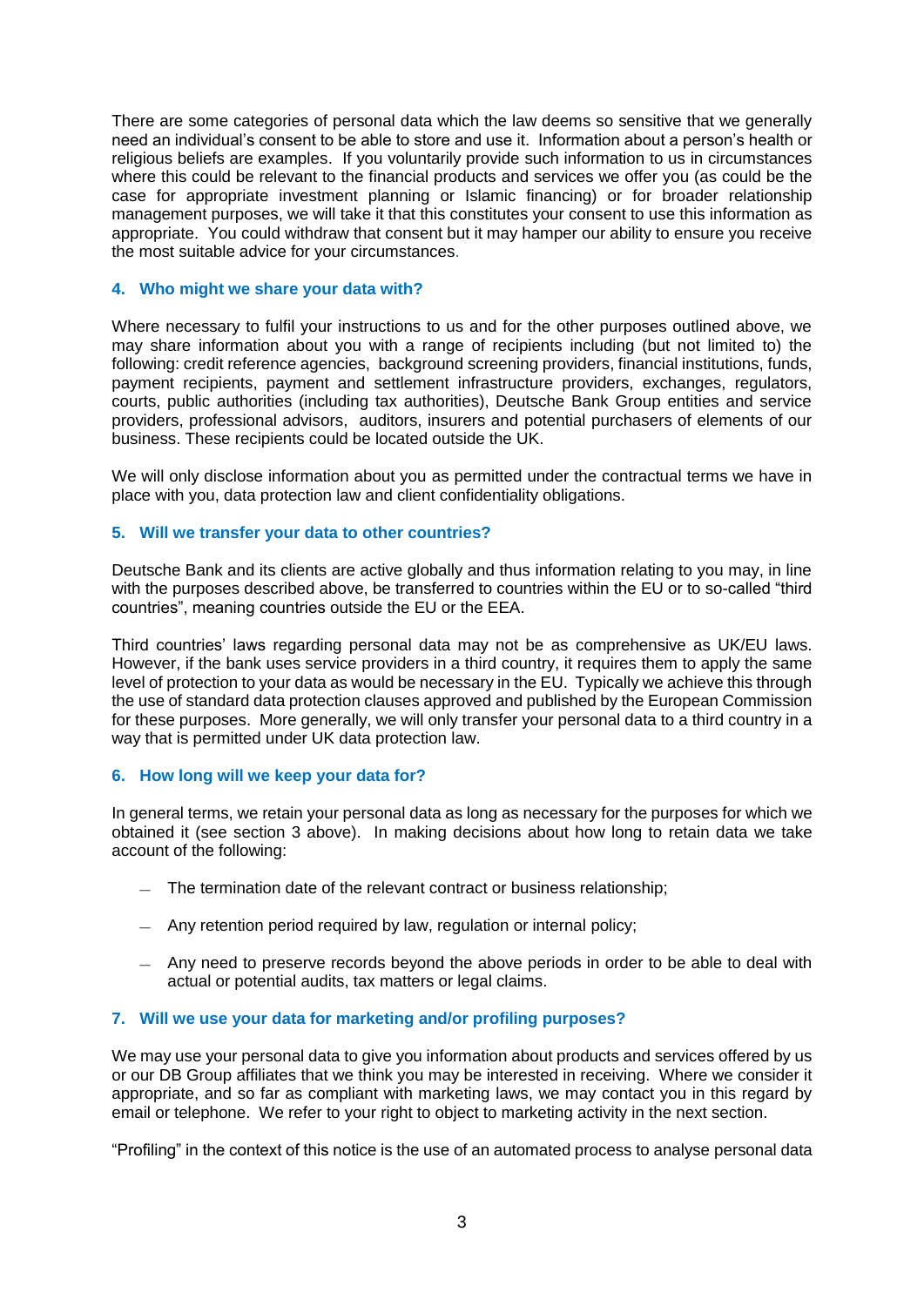There are some categories of personal data which the law deems so sensitive that we generally need an individual's consent to be able to store and use it. Information about a person's health or religious beliefs are examples. If you voluntarily provide such information to us in circumstances where this could be relevant to the financial products and services we offer you (as could be the case for appropriate investment planning or Islamic financing) or for broader relationship management purposes, we will take it that this constitutes your consent to use this information as appropriate. You could withdraw that consent but it may hamper our ability to ensure you receive the most suitable advice for your circumstances.

### 4. Who might we share your data with?

Where necessary to fulfil your instructions to us and for the other purposes outlined above, we may share information about you with a range of recipients including (but not limited to) the following: credit reference agencies, background screening providers, financial institutions, funds, payment recipients, payment and settlement infrastructure providers, exchanges, regulators, courts, public authorities (including tax authorities), Deutsche Bank Group entities and service providers, professional advisors, auditors, insurers and potential purchasers of elements of our business. These recipients could be located outside the UK.

We will only disclose information about you as permitted under the contractual terms we have in place with you, data protection law and client confidentiality obligations.

### 5. Will we transfer your data to other countries?

Deutsche Bank and its clients are active globally and thus information relating to you may, in line with the purposes described above, be transferred to countries within the EU or to so-called "third countries", meaning countries outside the EU or the EEA.

Third countries' laws regarding personal data may not be as comprehensive as UK/EU laws. However, if the bank uses service providers in a third country, it requires them to apply the same level of protection to your data as would be necessary in the EU. Typically we achieve this through the use of standard data protection clauses approved and published by the European Commission for these purposes. More generally, we will only transfer your personal data to a third country in a way that is permitted under UK data protection law.

### 6. How long will we keep your data for?

In general terms, we retain your personal data as long as necessary for the purposes for which we obtained it (see section 3 above). In making decisions about how long to retain data we take account of the following:

- The termination date of the relevant contract or business relationship;
- Any retention period required by law, regulation or internal policy;
- Any need to preserve records beyond the above periods in order to be able to deal with actual or potential audits, tax matters or legal claims.

### 7. Will we use your data for marketing and/or profiling purposes?

We may use your personal data to give you information about products and services offered by us or our DB Group affiliates that we think you may be interested in receiving. Where we consider it appropriate, and so far as compliant with marketing laws, we may contact you in this regard by email or telephone. We refer to your right to object to marketing activity in the next section.

"Profiling" in the context of this notice is the use of an automated process to analyse personal data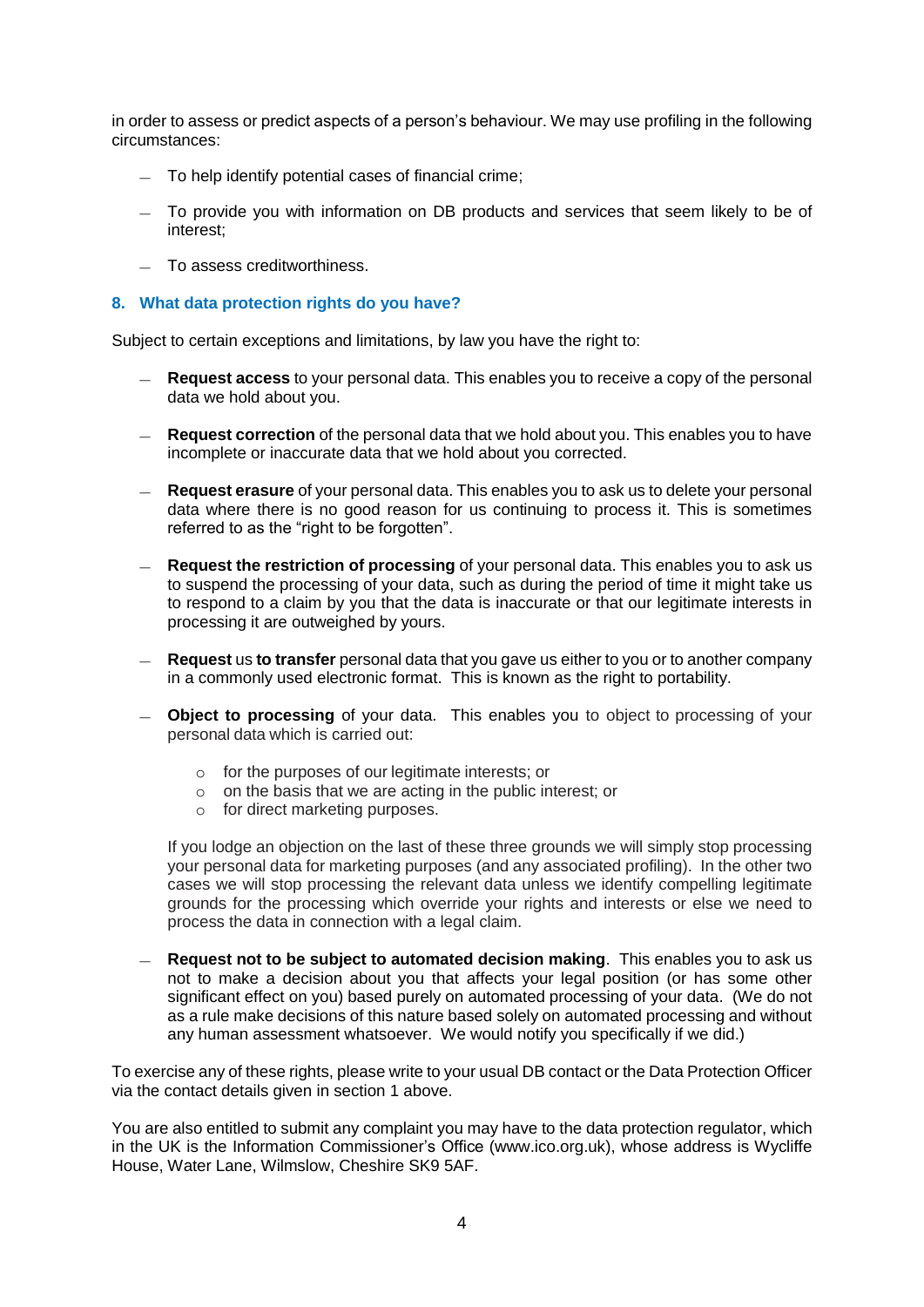in order to assess or predict aspects of a person's behaviour. We may use profiling in the following circumstances:

- To help identify potential cases of financial crime;
- To provide you with information on DB products and services that seem likely to be of interest;
- To assess creditworthiness.

## 8. What data protection rights do you have?

Subject to certain exceptions and limitations, by law you have the right to:

- **Request access** to your personal data. This enables you to receive a copy of the personal data we hold about you.
- **Request correction** of the personal data that we hold about you. This enables you to have incomplete or inaccurate data that we hold about you corrected.
- **Request erasure** of your personal data. This enables you to ask us to delete your personal data where there is no good reason for us continuing to process it. This is sometimes referred to as the "right to be forgotten".
- **Request the restriction of processing** of your personal data. This enables you to ask us to suspend the processing of your data, such as during the period of time it might take us to respond to a claim by you that the data is inaccurate or that our legitimate interests in processing it are outweighed by yours.
- **Request** us **to transfer** personal data that you gave us either to you or to another company in a commonly used electronic format. This is known as the right to portability.
- **Object to processing** of your data. This enables you to object to processing of your personal data which is carried out:
  - for the purposes of our legitimate interests; or
  - on the basis that we are acting in the public interest; or
  - for direct marketing purposes.

  If you lodge an objection on the last of these three grounds we will simply stop processing your personal data for marketing purposes (and any associated profiling). In the other two cases we will stop processing the relevant data unless we identify compelling legitimate grounds for the processing which override your rights and interests or else we need to process the data in connection with a legal claim.
- **Request not to be subject to automated decision making**. This enables you to ask us not to make a decision about you that affects your legal position (or has some other significant effect on you) based purely on automated processing of your data. (We do not as a rule make decisions of this nature based solely on automated processing and without any human assessment whatsoever. We would notify you specifically if we did.)

To exercise any of these rights, please write to your usual DB contact or the Data Protection Officer via the contact details given in section 1 above.

You are also entitled to submit any complaint you may have to the data protection regulator, which in the UK is the Information Commissioner's Office (www.ico.org.uk), whose address is Wycliffe House, Water Lane, Wilmslow, Cheshire SK9 5AF.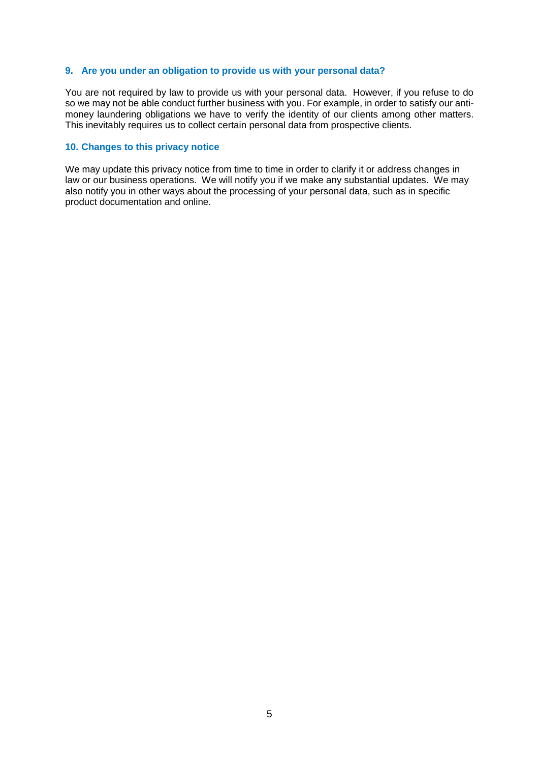## 9. Are you under an obligation to provide us with your personal data?

You are not required by law to provide us with your personal data. However, if you refuse to do so we may not be able conduct further business with you. For example, in order to satisfy our anti-money laundering obligations we have to verify the identity of our clients among other matters. This inevitably requires us to collect certain personal data from prospective clients.

## 10. Changes to this privacy notice

We may update this privacy notice from time to time in order to clarify it or address changes in law or our business operations. We will notify you if we make any substantial updates. We may also notify you in other ways about the processing of your personal data, such as in specific product documentation and online.